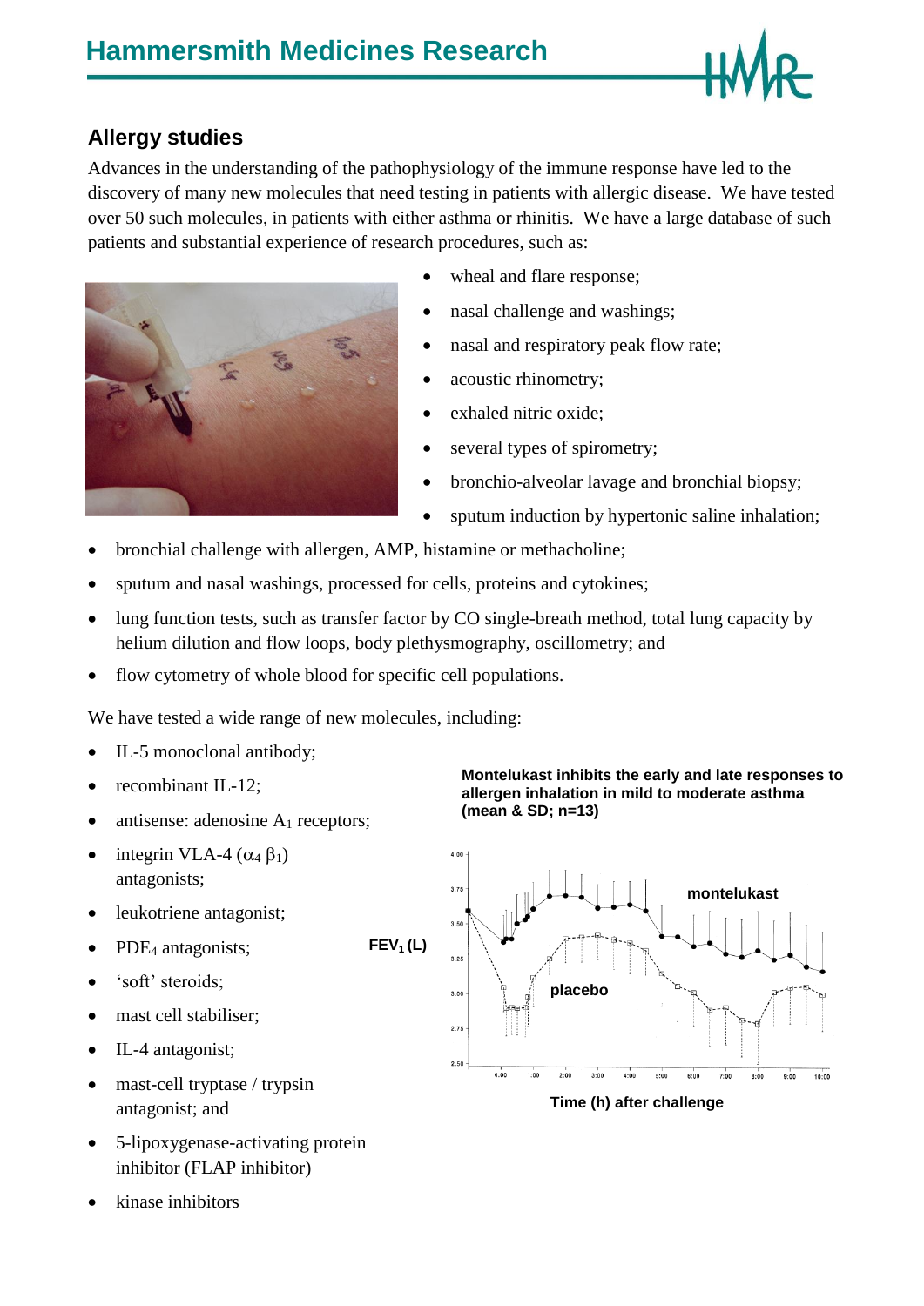# Hammersmith Medicines Research

## Allergy studies

Advances in the understanding of the pathophysiology of the immune response have led to the discovery of many new molecules that need testing in patients with allergic disease. We have tested over 50 such molecules, in patients with either asthma or rhinitis. We have a large database of such patients and substantial experience of research procedures, such as:

- wheal and flare response;
- nasal challenge and washings;
- nasal and respiratory peak flow rate;
- acoustic rhinometry;
- exhaled nitric oxide;
- several types of spirometry;
- bronchio-alveolar lavage and bronchial biopsy;
- sputum induction by hypertonic saline inhalation;
- bronchial challenge with allergen, AMP, histamine or methacholine;
- sputum and nasal washings, processed for cells, proteins and cytokines;
- lung function tests, such as transfer factor by CO single-breath method, total lung capacity by helium dilution and flow loops, body plethysmography, oscillometry; and
- flow cytometry of whole blood for specific cell populations.

We have tested a wide range of new molecules, including:

- IL-5 monoclonal antibody;
- recombinant IL-12;
- antisense: adenosine $A_1$ receptors;
- integrin VLA-4 ($\alpha_4$ $\beta_1$) antagonists;
- leukotriene antagonist;
- $PDE_4$ antagonists;
- 'soft' steroids;
- mast cell stabiliser;
- IL-4 antagonist;
- mast-cell tryptase / trypsin antagonist; and
- 5-lipoxygenase-activating protein inhibitor (FLAP inhibitor)
- kinase inhibitors

**Montelukast inhibits the early and late responses to allergen inhalation in mild to moderate asthma (mean & SD; n=13)**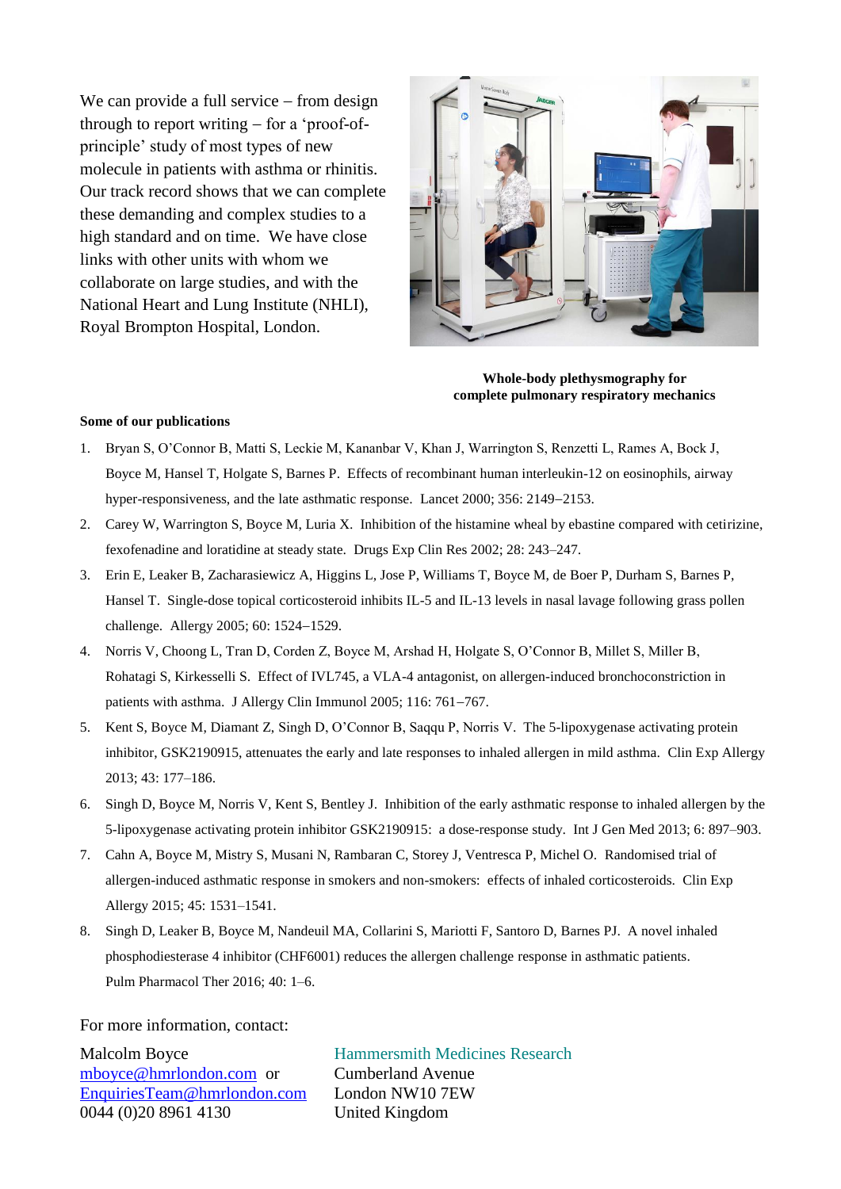We can provide a full service – from design through to report writing – for a 'proof-of-principle' study of most types of new molecule in patients with asthma or rhinitis. Our track record shows that we can complete these demanding and complex studies to a high standard and on time. We have close links with other units with whom we collaborate on large studies, and with the National Heart and Lung Institute (NHLI), Royal Brompton Hospital, London.

**Whole-body plethysmography for complete pulmonary respiratory mechanics**

**Some of our publications**

1. Bryan S, O'Connor B, Matti S, Leckie M, Kanabar V, Khan J, Warrington S, Renzetti L, Rames A, Bock J, Boyce M, Hansel T, Holgate S, Barnes P. Effects of recombinant human interleukin-12 on eosinophils, airway hyper-responsiveness, and the late asthmatic response. Lancet 2000; 356: 2149–2153.
2. Carey W, Warrington S, Boyce M, Luria X. Inhibition of the histamine wheal by ebastine compared with cetirizine, fexofenadine and loratidine at steady state. Drugs Exp Clin Res 2002; 28: 243–247.
3. Erin E, Leaker B, Zacharasiewicz A, Higgins L, Jose P, Williams T, Boyce M, de Boer P, Durham S, Barnes P, Hansel T. Single-dose topical corticosteroid inhibits IL-5 and IL-13 levels in nasal lavage following grass pollen challenge. Allergy 2005; 60: 1524–1529.
4. Norris V, Choong L, Tran D, Corden Z, Boyce M, Arshad H, Holgate S, O'Connor B, Millet S, Miller B, Rohatagi S, Kirkesselli S. Effect of IVL745, a VLA-4 antagonist, on allergen-induced bronchoconstriction in patients with asthma. J Allergy Clin Immunol 2005; 116: 761–767.
5. Kent S, Boyce M, Diamant Z, Singh D, O'Connor B, Saqqu P, Norris V. The 5-lipoxygenase activating protein inhibitor, GSK2190915, attenuates the early and late responses to inhaled allergen in mild asthma. Clin Exp Allergy 2013; 43: 177–186.
6. Singh D, Boyce M, Norris V, Kent S, Bentley J. Inhibition of the early asthmatic response to inhaled allergen by the 5-lipoxygenase activating protein inhibitor GSK2190915: a dose-response study. Int J Gen Med 2013; 6: 897–903.
7. Cahn A, Boyce M, Mistry S, Musani N, Rambaran C, Storey J, Ventresca P, Michel O. Randomised trial of allergen-induced asthmatic response in smokers and non-smokers: effects of inhaled corticosteroids. Clin Exp Allergy 2015; 45: 1531–1541.
8. Singh D, Leaker B, Boyce M, Nandeuil MA, Collarini S, Mariotti F, Santoro D, Barnes PJ. A novel inhaled phosphodiesterase 4 inhibitor (CHF6001) reduces the allergen challenge response in asthmatic patients. Pulm Pharmacol Ther 2016; 40: 1–6.

For more information, contact:

Malcolm Boyce
mboyce@hmrlondon.com or
EnquiriesTeam@hmrlondon.com
0044 (0)20 8961 4130

Hammersmith Medicines Research
Cumberland Avenue
London NW10 7EW
United Kingdom